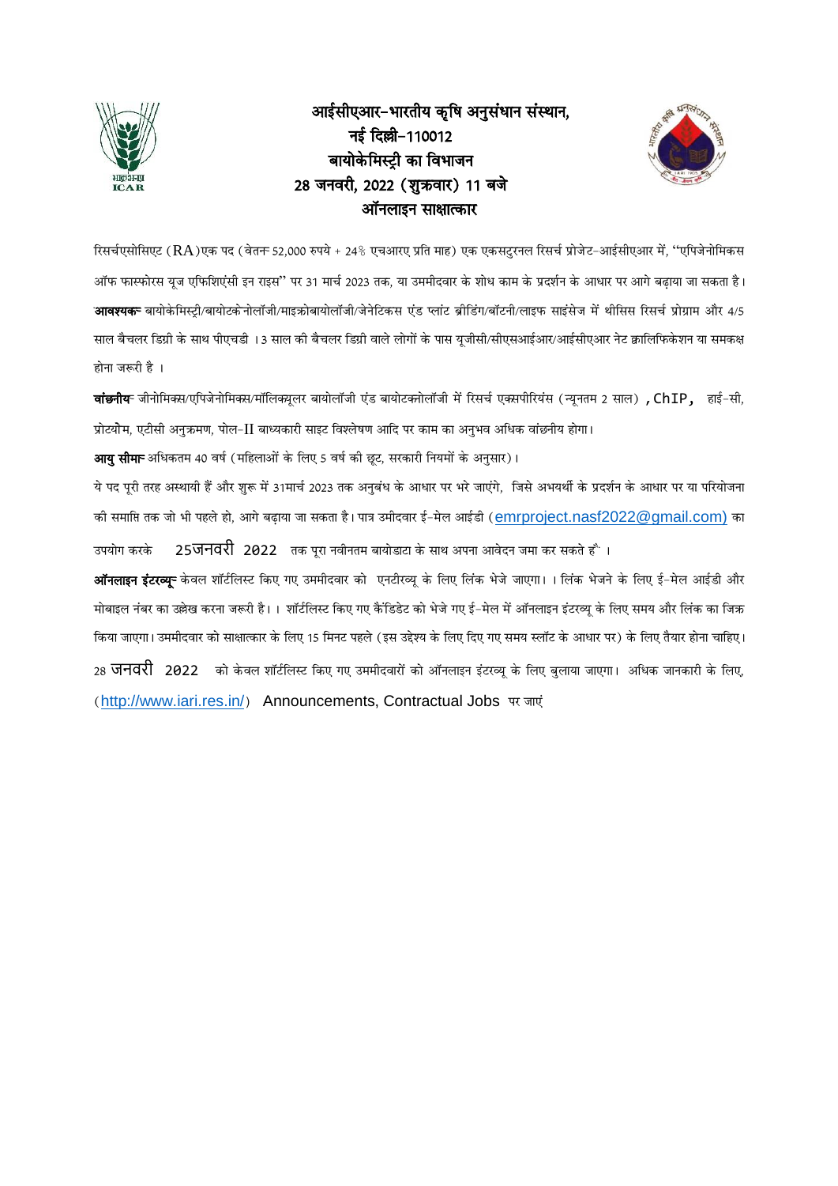# आईसीएआर–भारतीय कृषि अनुसंधान संस्थान, नई दिल्ली–110012
## बायोकेमिस्ट्री का विभाजन
## 28 जनवरी, 2022 (शुक्रवार) 11 बजे
## ऑनलाइन साक्षात्कार

रिसर्चएसोसिएट (RA)एक पद (वेतनः 52,000 रुपये + 24% एचआरए प्रति माह) एक एकसटुरनल रिसर्च प्रोजेट–आईसीएआर में, ''एपिजेनोमिकस ऑफ फास्फोरस यूज एफिशिएंसी इन राइस'' पर 31 मार्च 2023 तक, या उममीदवार के शोध काम के प्रदर्शन के आधार पर आगे बढ़ाया जा सकता है। **आवश्यकः** बायोकेमिस्ट्री/बायोटकेनोलॉजी/माइक्रोबायोलॉजी/जेनेटिकस एंड प्लांट ब्रीडिंग/बॉटनी/लाइफ साइंसेज में थीसिस रिसर्च प्रोग्राम और 4/5 साल बैचलर डिग्री के साथ पीएचडी । 3 साल की बैचलर डिग्री वाले लोगों के पास यूजीसी/सीएसआईआर/आईसीएआर नेट क्वालिफिकेशन या समकक्ष होना जरूरी है ।

**वांछनीयः** जीनोमिक्स/एपिजेनोमिक्स/मॉलिक्यूलर बायोलॉजी एंड बायोटक्नोलॉजी में रिसर्च एक्सपीरियंस (न्यूनतम 2 साल) , ChIP, हाई–सी, प्रोटयोम, एटीसी अनुक्रमण, पोल–II बाध्यकारी साइट विश्लेषण आदि पर काम का अनुभव अधिक वांछनीय होगा।

**आयु सीमाः** अधिकतम 40 वर्ष (महिलाओं के लिए 5 वर्ष की छूट, सरकारी नियमों के अनुसार)।

ये पद पूरी तरह अस्थायी हैं और शुरू में 31मार्च 2023 तक अनुबंध के आधार पर भरे जाएंगे, जिसे अभयर्थी के प्रदर्शन के आधार पर या परियोजना की समाप्ति तक जो भी पहले हो, आगे बढ़ाया जा सकता है। पात्र उमीदवार ई–मेल आईडी (emrproject.nasf2022@gmail.com) का उपयोग करके 25जनवरी 2022 तक पूरा नवीनतम बायोडाटा के साथ अपना आवेदन जमा कर सकते हैं ।

**ऑनलाइन इंटरव्यूः** केवल शॉर्टलिस्ट किए गए उममीदवार को एनटीरव्यू के लिए लिंक भेजे जाएगा। । लिंक भेजने के लिए ई–मेल आईडी और मोबाइल नंबर का उल्लेख करना जरूरी है। । शॉर्टलिस्ट किए गए कैंडिडेट को भेजे गए ई–मेल में ऑनलाइन इंटरव्यू के लिए समय और लिंक का जिक्र किया जाएगा। उममीदवार को साक्षात्कार के लिए 15 मिनट पहले (इस उद्देश्य के लिए दिए गए समय स्लॉट के आधार पर) के लिए तैयार होना चाहिए। 28 जनवरी 2022 को केवल शॉर्टलिस्ट किए गए उममीदवारों को ऑनलाइन इंटरव्यू के लिए बुलाया जाएगा। अधिक जानकारी के लिए, (http://www.iari.res.in/) Announcements, Contractual Jobs पर जाएं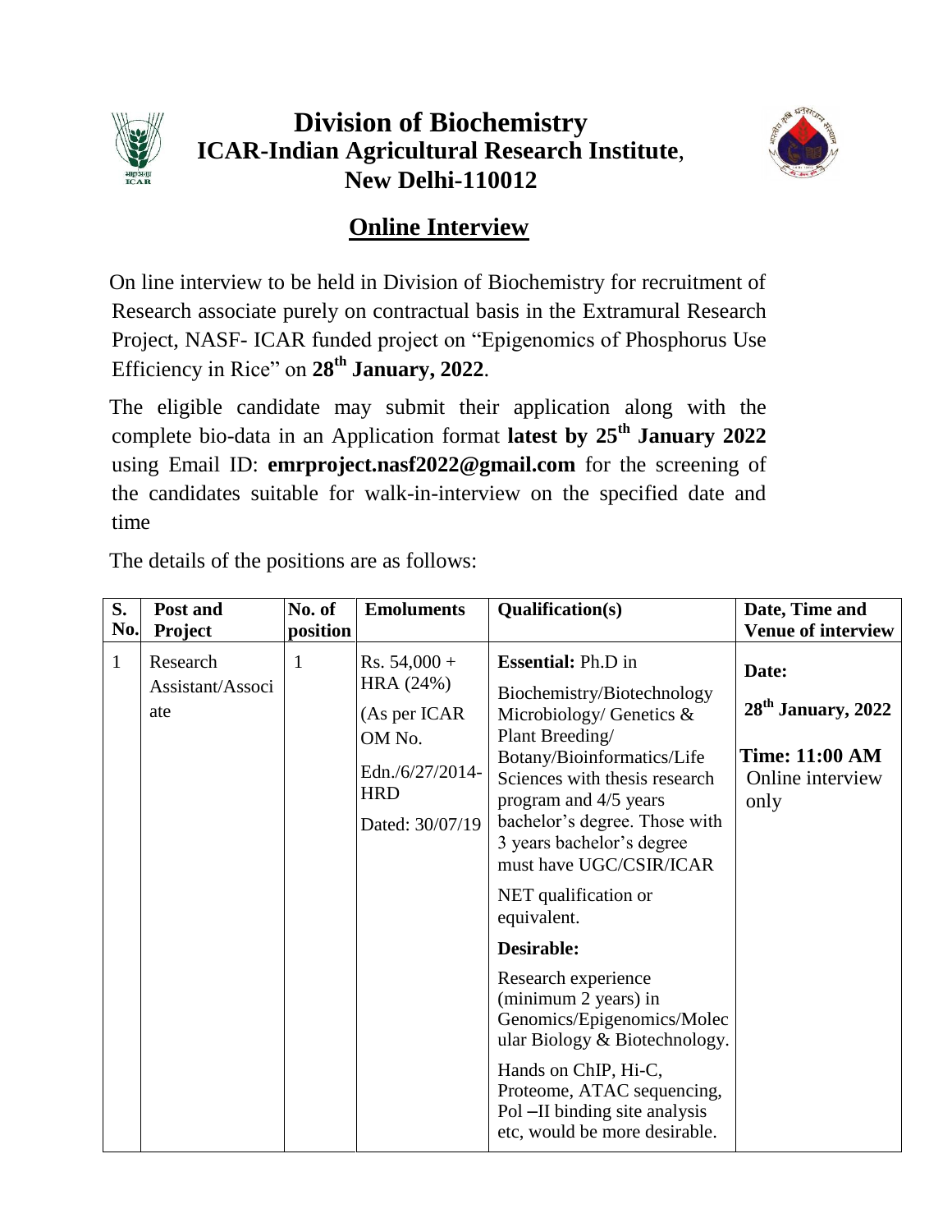# Division of Biochemistry
# ICAR-Indian Agricultural Research Institute,
# New Delhi-110012

## Online Interview

On line interview to be held in Division of Biochemistry for recruitment of Research associate purely on contractual basis in the Extramural Research Project, NASF- ICAR funded project on "Epigenomics of Phosphorus Use Efficiency in Rice" on **28th January, 2022**.

The eligible candidate may submit their application along with the complete bio-data in an Application format **latest by 25th January 2022** using Email ID: **emrproject.nasf2022@gmail.com** for the screening of the candidates suitable for walk-in-interview on the specified date and time

The details of the positions are as follows:

| S. No. | Post and Project | No. of position | Emoluments | Qualification(s) | Date, Time and Venue of interview |
|---|---|---|---|---|---|
| 1 | Research Assistant/Associate | 1 | Rs. 54,000 + HRA (24%) (As per ICAR OM No. Edn./6/27/2014-HRD Dated: 30/07/19 | **Essential:** Ph.D in Biochemistry/Biotechnology Microbiology/ Genetics & Plant Breeding/ Botany/Bioinformatics/Life Sciences with thesis research program and 4/5 years bachelor's degree. Those with 3 years bachelor's degree must have UGC/CSIR/ICAR NET qualification or equivalent. **Desirable:** Research experience (minimum 2 years) in Genomics/Epigenomics/Molecular Biology & Biotechnology. Hands on ChIP, Hi-C, Proteome, ATAC sequencing, Pol –II binding site analysis etc, would be more desirable. | **Date:** **28th January, 2022** **Time: 11:00 AM** Online interview only |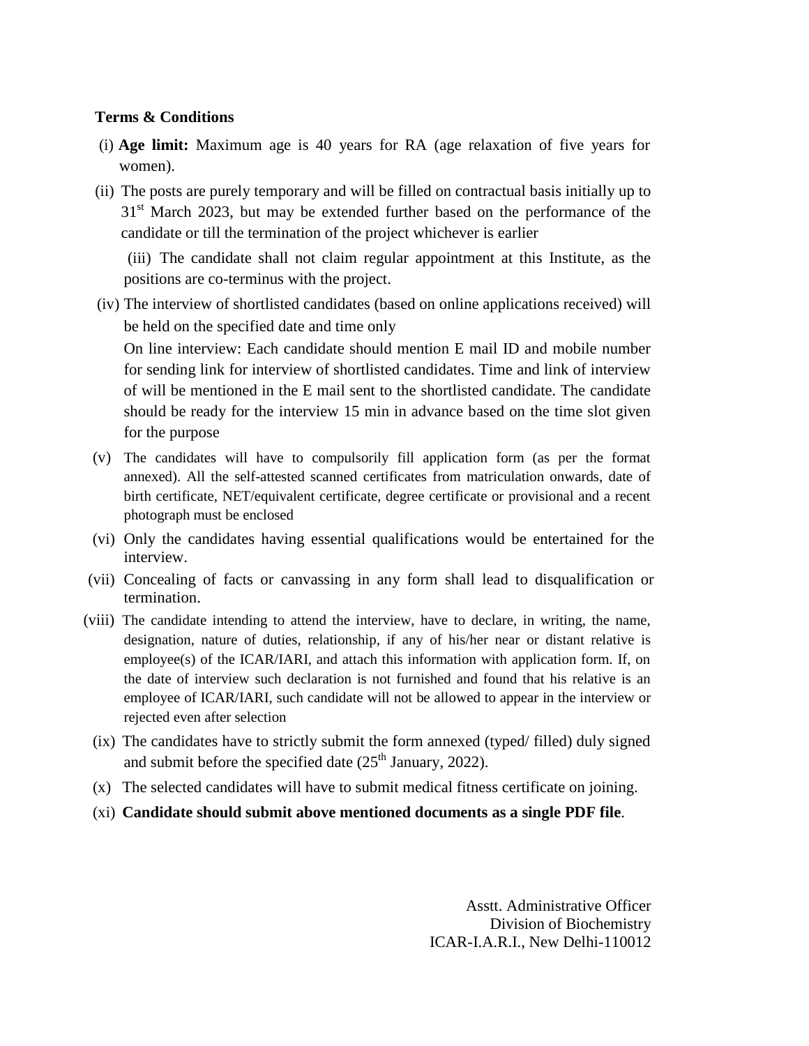**Terms & Conditions**

(i) **Age limit:** Maximum age is 40 years for RA (age relaxation of five years for women).

(ii) The posts are purely temporary and will be filled on contractual basis initially up to 31st March 2023, but may be extended further based on the performance of the candidate or till the termination of the project whichever is earlier

(iii) The candidate shall not claim regular appointment at this Institute, as the positions are co-terminus with the project.

(iv) The interview of shortlisted candidates (based on online applications received) will be held on the specified date and time only

On line interview: Each candidate should mention E mail ID and mobile number for sending link for interview of shortlisted candidates. Time and link of interview of will be mentioned in the E mail sent to the shortlisted candidate. The candidate should be ready for the interview 15 min in advance based on the time slot given for the purpose

(v) The candidates will have to compulsorily fill application form (as per the format annexed). All the self-attested scanned certificates from matriculation onwards, date of birth certificate, NET/equivalent certificate, degree certificate or provisional and a recent photograph must be enclosed

(vi) Only the candidates having essential qualifications would be entertained for the interview.

(vii) Concealing of facts or canvassing in any form shall lead to disqualification or termination.

(viii) The candidate intending to attend the interview, have to declare, in writing, the name, designation, nature of duties, relationship, if any of his/her near or distant relative is employee(s) of the ICAR/IARI, and attach this information with application form. If, on the date of interview such declaration is not furnished and found that his relative is an employee of ICAR/IARI, such candidate will not be allowed to appear in the interview or rejected even after selection

(ix) The candidates have to strictly submit the form annexed (typed/ filled) duly signed and submit before the specified date (25th January, 2022).

(x) The selected candidates will have to submit medical fitness certificate on joining.

(xi) **Candidate should submit above mentioned documents as a single PDF file**.

Asstt. Administrative Officer
Division of Biochemistry
ICAR-I.A.R.I., New Delhi-110012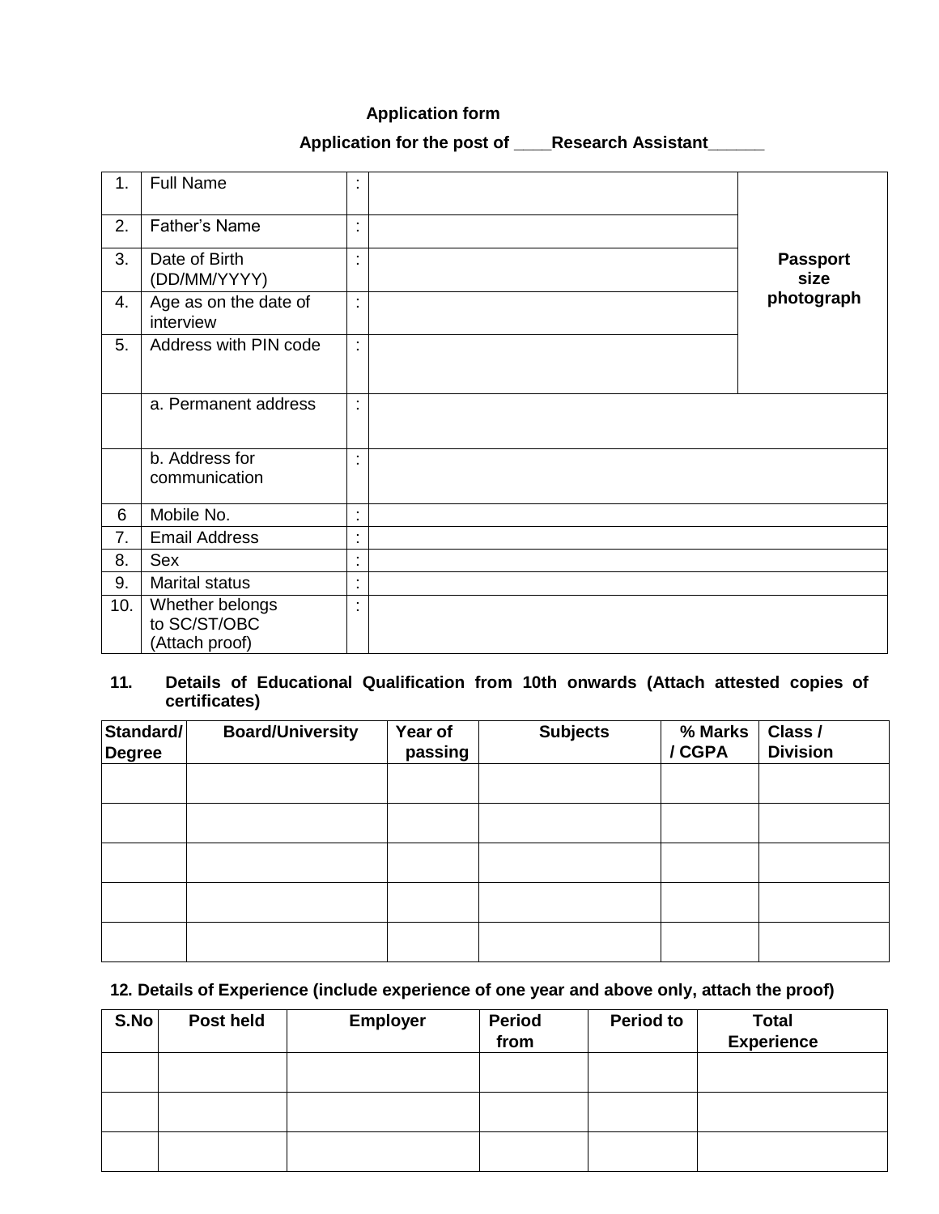**Application form**

**Application for the post of ____Research Assistant______**

| | | | | |
|---|---|---|---|---|
| 1. | Full Name | : | | **Passport size photograph** |
| 2. | Father's Name | : | | |
| 3. | Date of Birth (DD/MM/YYYY) | : | | |
| 4. | Age as on the date of interview | : | | |
| 5. | Address with PIN code | : | | |
| | a. Permanent address | : | | |
| | b. Address for communication | : | | |
| 6 | Mobile No. | : | | |
| 7. | Email Address | : | | |
| 8. | Sex | : | | |
| 9. | Marital status | : | | |
| 10. | Whether belongs to SC/ST/OBC (Attach proof) | : | | |

**11. Details of Educational Qualification from 10th onwards (Attach attested copies of certificates)**

| Standard/ Degree | Board/University | Year of passing | Subjects | % Marks / CGPA | Class / Division |
|---|---|---|---|---|---|
| | | | | | |
| | | | | | |
| | | | | | |
| | | | | | |
| | | | | | |

**12. Details of Experience (include experience of one year and above only, attach the proof)**

| S.No | Post held | Employer | Period from | Period to | Total Experience |
|---|---|---|---|---|---|
| | | | | | |
| | | | | | |
| | | | | | |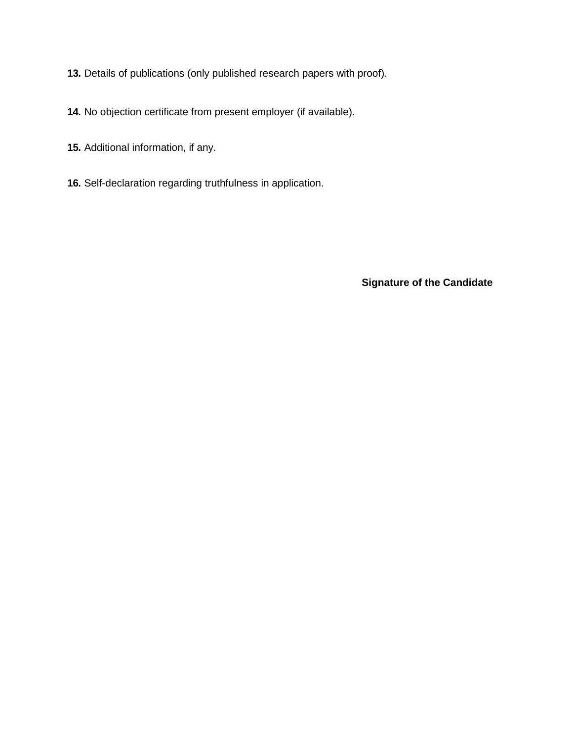**13.** Details of publications (only published research papers with proof).

**14.** No objection certificate from present employer (if available).

**15.** Additional information, if any.

**16.** Self-declaration regarding truthfulness in application.

**Signature of the Candidate**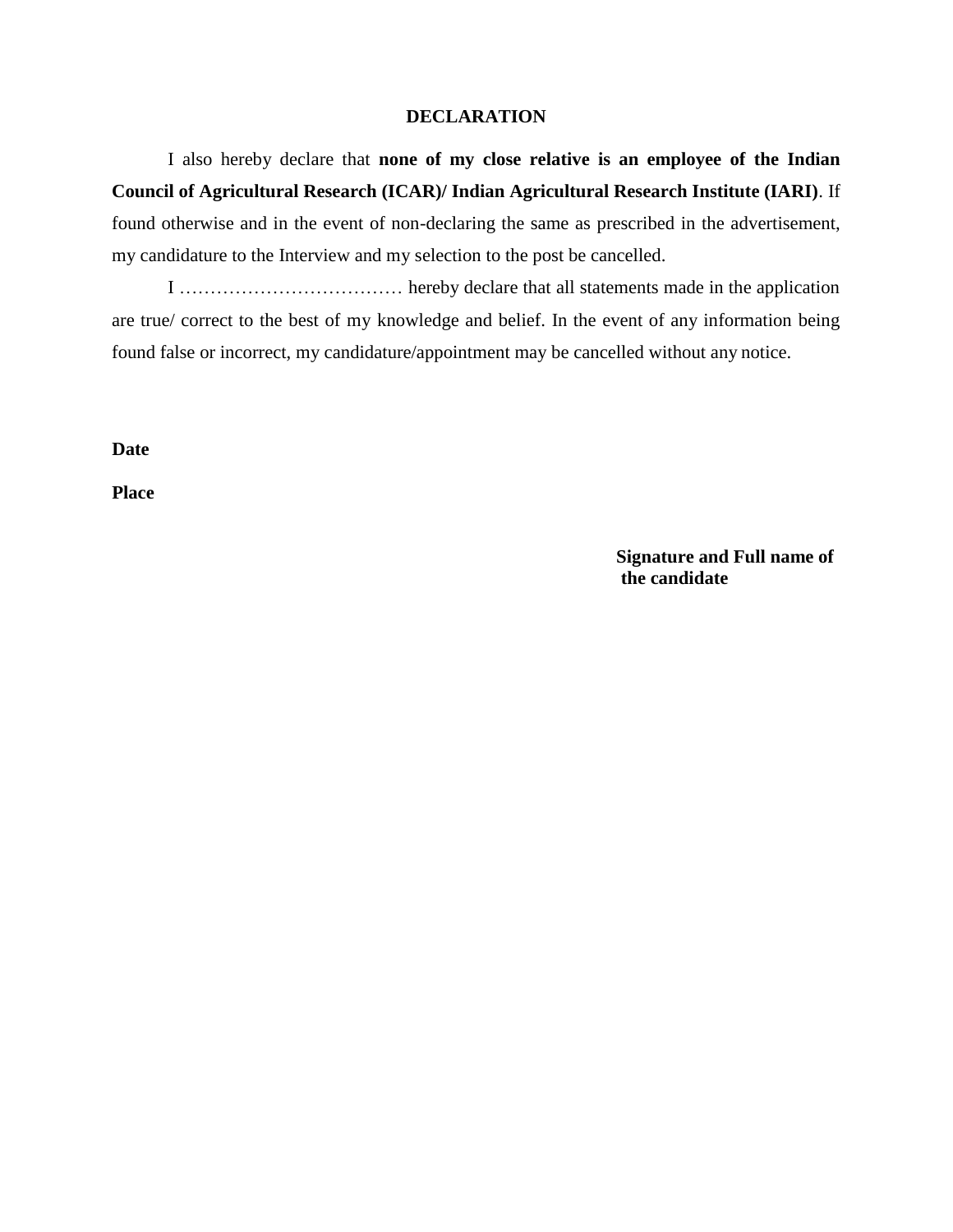## DECLARATION

I also hereby declare that **none of my close relative is an employee of the Indian Council of Agricultural Research (ICAR)/ Indian Agricultural Research Institute (IARI)**. If found otherwise and in the event of non-declaring the same as prescribed in the advertisement, my candidature to the Interview and my selection to the post be cancelled.

I ……………………………… hereby declare that all statements made in the application are true/ correct to the best of my knowledge and belief. In the event of any information being found false or incorrect, my candidature/appointment may be cancelled without any notice.

**Date**

**Place**

**Signature and Full name of the candidate**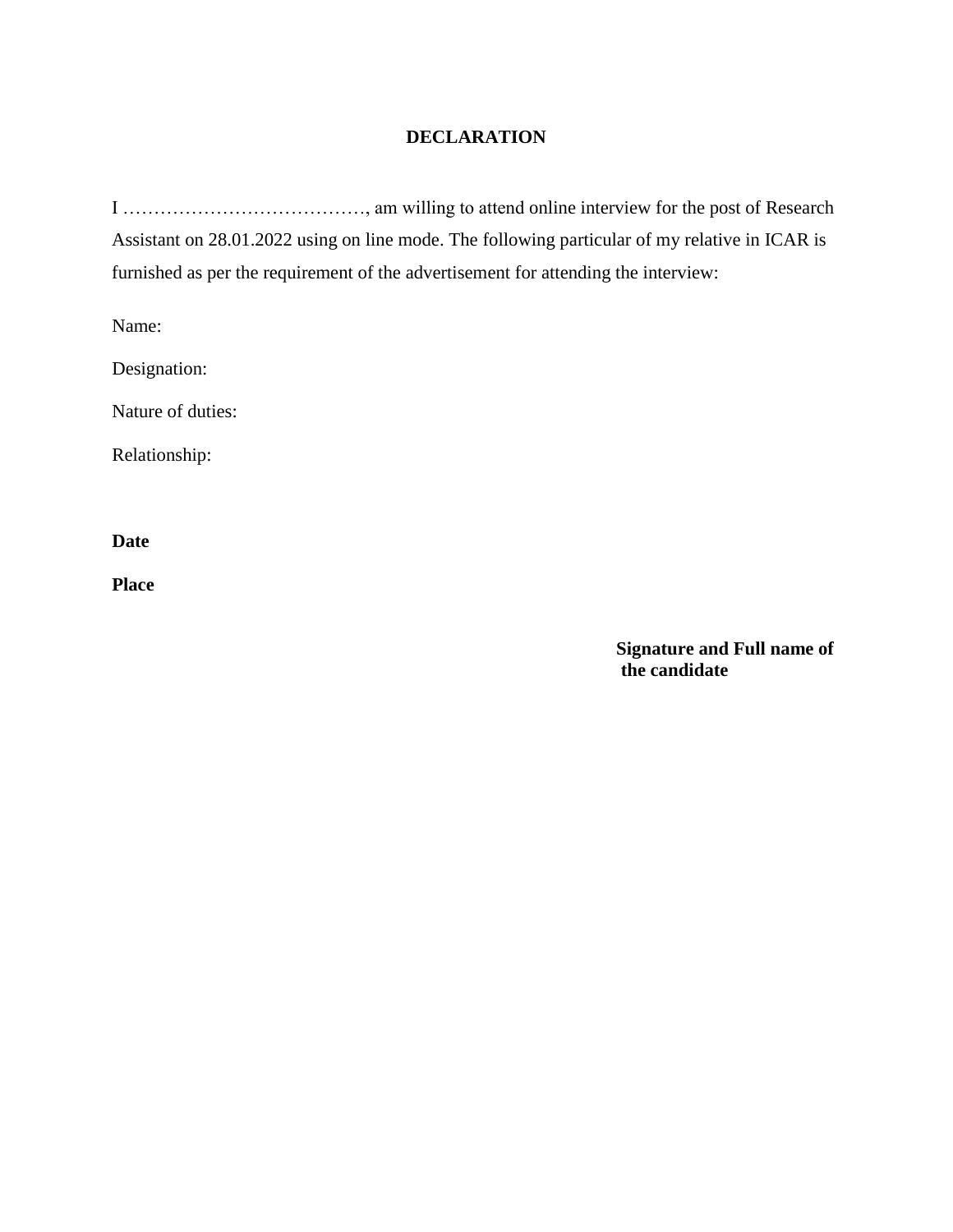# DECLARATION

I …………………………………, am willing to attend online interview for the post of Research Assistant on 28.01.2022 using on line mode. The following particular of my relative in ICAR is furnished as per the requirement of the advertisement for attending the interview:

Name:

Designation:

Nature of duties:

Relationship:

**Date**

**Place**

**Signature and Full name of the candidate**